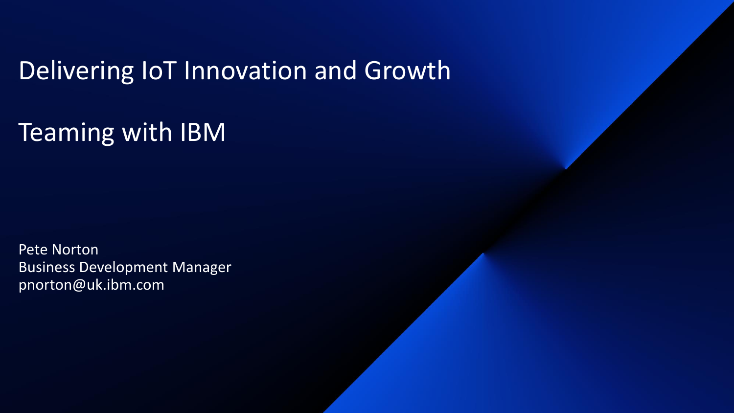# Delivering IoT Innovation and Growth

# Teaming with IBM

Pete Norton
Business Development Manager
pnorton@uk.ibm.com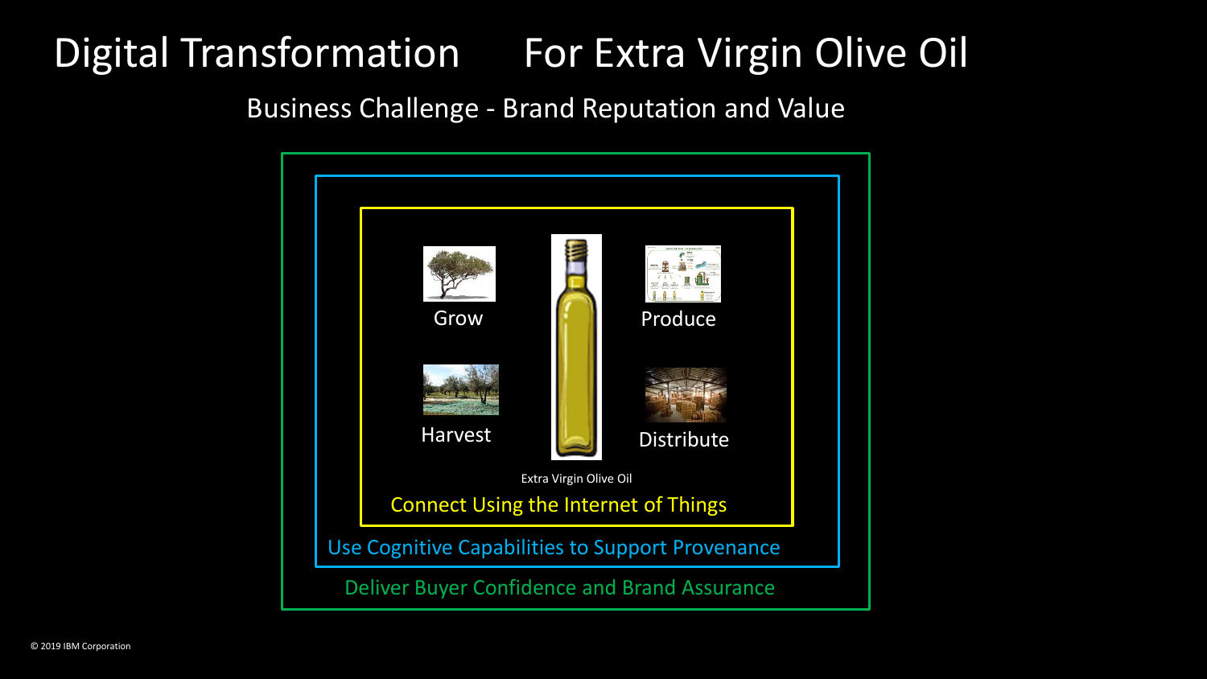# Digital Transformation For Extra Virgin Olive Oil

## Business Challenge - Brand Reputation and Value

Grow

Harvest

Produce

Distribute

Extra Virgin Olive Oil

Connect Using the Internet of Things

Use Cognitive Capabilities to Support Provenance

Deliver Buyer Confidence and Brand Assurance

© 2019 IBM Corporation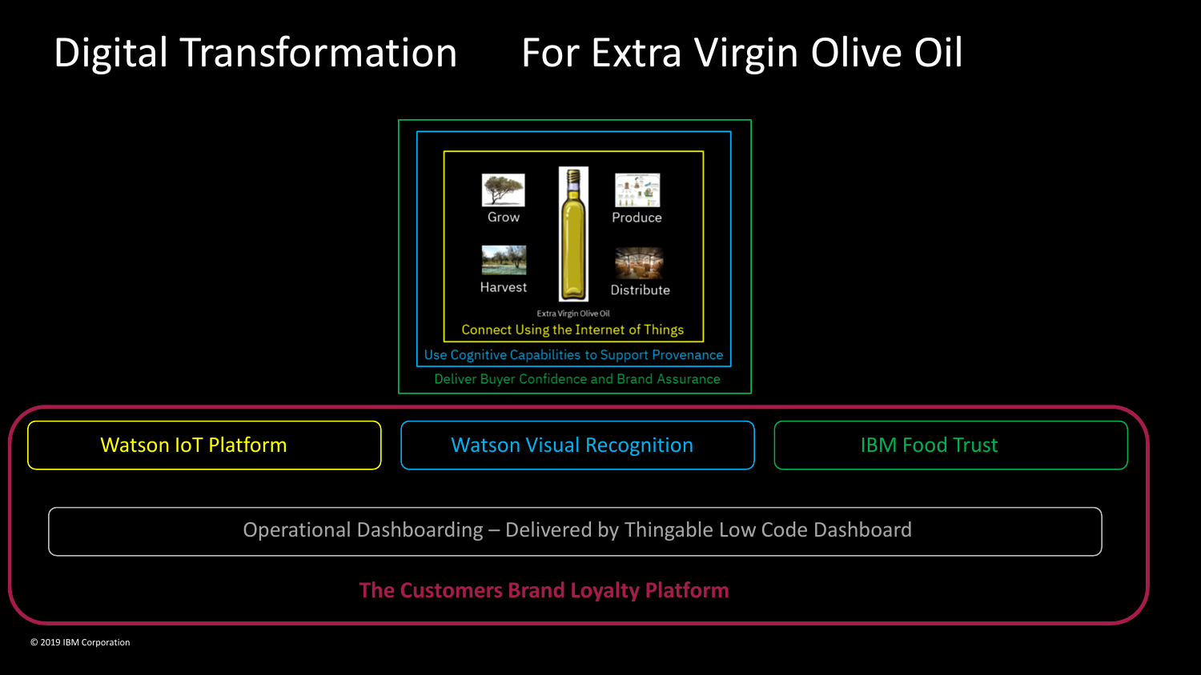# Digital Transformation For Extra Virgin Olive Oil

Grow

Produce

Harvest

Distribute

Extra Virgin Olive Oil

Connect Using the Internet of Things

Use Cognitive Capabilities to Support Provenance

Deliver Buyer Confidence and Brand Assurance

Watson IoT Platform

Watson Visual Recognition

IBM Food Trust

Operational Dashboarding – Delivered by Thingable Low Code Dashboard

**The Customers Brand Loyalty Platform**

© 2019 IBM Corporation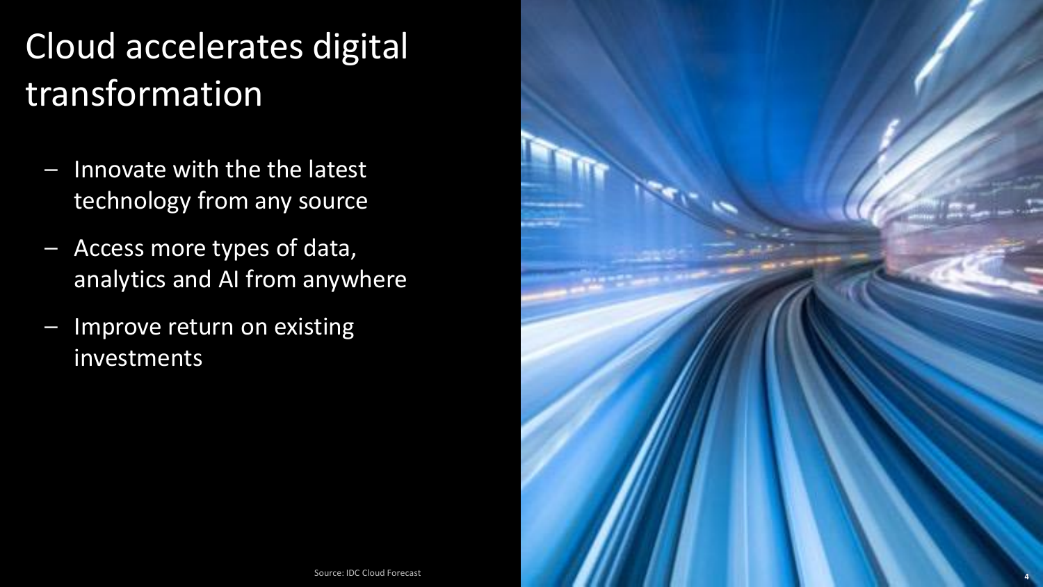# Cloud accelerates digital transformation

- Innovate with the the latest technology from any source
- Access more types of data, analytics and AI from anywhere
- Improve return on existing investments

Source: IDC Cloud Forecast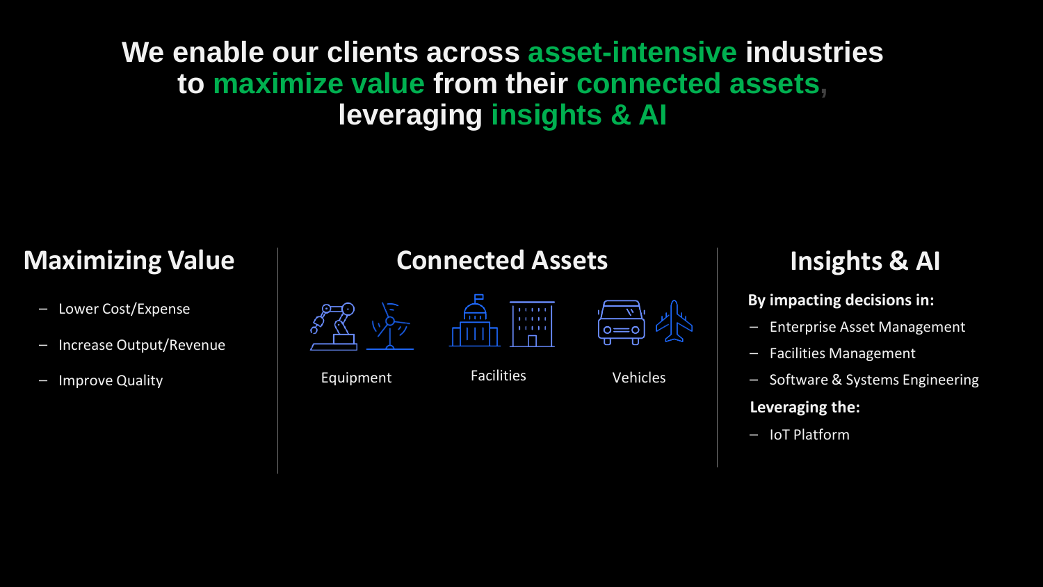# We enable our clients across asset-intensive industries to maximize value from their connected assets, leveraging insights & AI

## Maximizing Value

- Lower Cost/Expense
- Increase Output/Revenue
- Improve Quality

## Connected Assets

Equipment

Facilities

Vehicles

## Insights & AI

**By impacting decisions in:**

- Enterprise Asset Management
- Facilities Management
- Software & Systems Engineering

**Leveraging the:**

- IoT Platform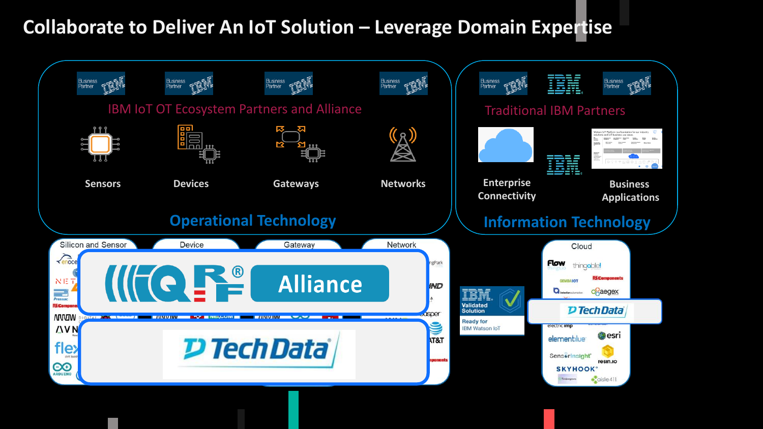# Collaborate to Deliver An IoT Solution – Leverage Domain Expertise

IBM IoT OT Ecosystem Partners and Alliance

Sensors

Devices

Gateways

Networks

## Operational Technology

Traditional IBM Partners

Enterprise Connectivity

Business Applications

## Information Technology

Silicon and Sensor

Device

Gateway

Network

IQRF® Alliance

Tech Data

IBM Validated Solution

Ready for IBM Watson IoT

Cloud

Tech Data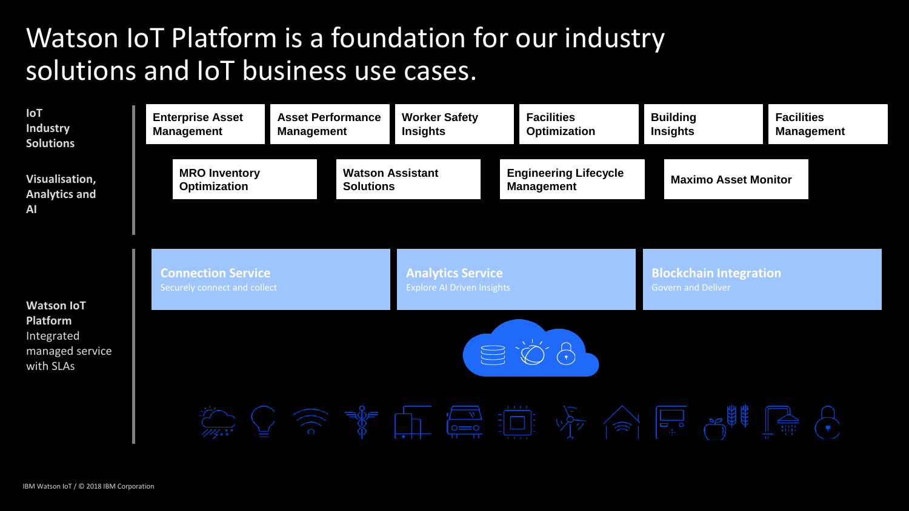# Watson IoT Platform is a foundation for our industry solutions and IoT business use cases.

**IoT Industry Solutions**

- Enterprise Asset Management
- Asset Performance Management
- Worker Safety Insights
- Facilities Optimization
- Building Insights
- Facilities Management

**Visualisation, Analytics and AI**

- MRO Inventory Optimization
- Watson Assistant Solutions
- Engineering Lifecycle Management
- Maximo Asset Monitor

**Watson IoT Platform**
Integrated managed service with SLAs

- **Connection Service** – Securely connect and collect
- **Analytics Service** – Explore AI Driven Insights
- **Blockchain Integration** – Govern and Deliver

IBM Watson IoT / © 2018 IBM Corporation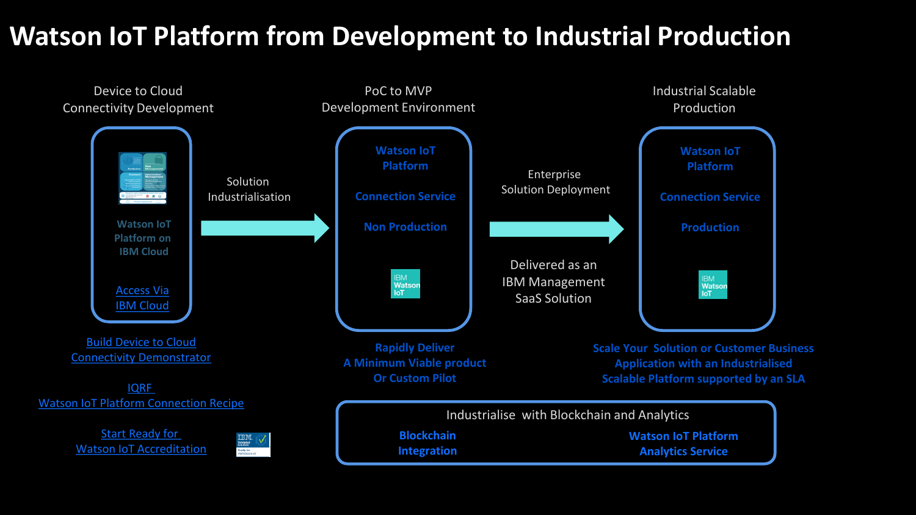# Watson IoT Platform from Development to Industrial Production

## Device to Cloud Connectivity Development

**Watson IoT Platform on IBM Cloud**

Access Via IBM Cloud

Build Device to Cloud Connectivity Demonstrator

IQRF Watson IoT Platform Connection Recipe

Start Ready for Watson IoT Accreditation

→ Solution Industrialisation →

## PoC to MVP Development Environment

**Watson IoT Platform**

**Connection Service**

**Non Production**

IBM Watson IoT

**Rapidly Deliver A Minimum Viable product Or Custom Pilot**

→ Enterprise Solution Deployment →

Delivered as an IBM Management SaaS Solution

## Industrial Scalable Production

**Watson IoT Platform**

**Connection Service**

**Production**

IBM Watson IoT

**Scale Your Solution or Customer Business Application with an Industrialised Scalable Platform supported by an SLA**

## Industrialise with Blockchain and Analytics

**Blockchain Integration**

**Watson IoT Platform Analytics Service**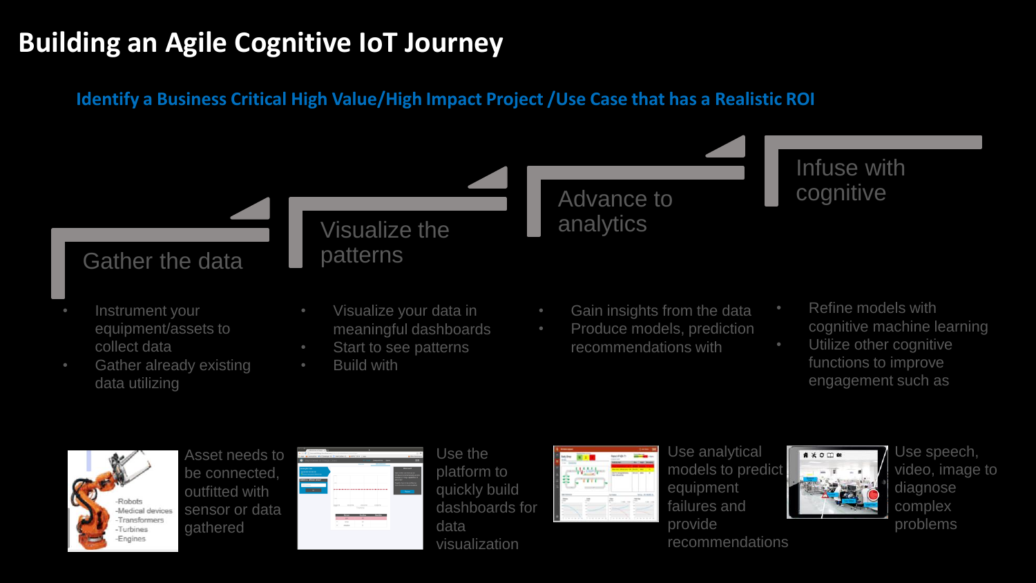# Building an Agile Cognitive IoT Journey

## Identify a Business Critical High Value/High Impact Project /Use Case that has a Realistic ROI

### Gather the data

- Instrument your equipment/assets to collect data
- Gather already existing data utilizing

Asset needs to be connected, outfitted with sensor or data gathered

-Robots
-Medical devices
-Transformers
-Turbines
-Engines

### Visualize the patterns

- Visualize your data in meaningful dashboards
- Start to see patterns
- Build with

Use the platform to quickly build dashboards for data visualization

### Advance to analytics

- Gain insights from the data
- Produce models, prediction recommendations with

Use analytical models to predict equipment failures and provide recommendations

### Infuse with cognitive

- Refine models with cognitive machine learning
- Utilize other cognitive functions to improve engagement such as

Use speech, video, image to diagnose complex problems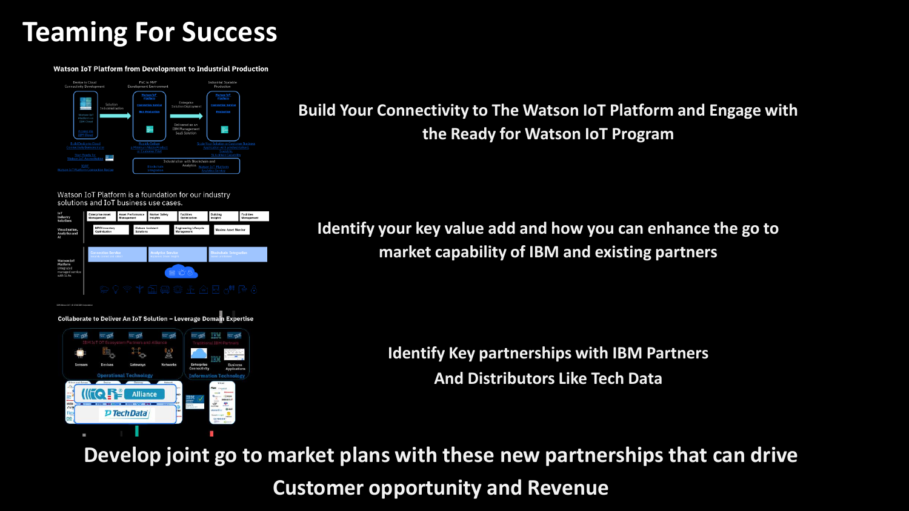# Teaming For Success

Watson IoT Platform from Development to Industrial Production

Watson IoT Platform is a foundation for our industry solutions and IoT business use cases.

Collaborate to Deliver An IoT Solution – Leverage Domain Expertise

Build Your Connectivity to The Watson IoT Platform and Engage with the Ready for Watson IoT Program

Identify your key value add and how you can enhance the go to market capability of IBM and existing partners

Identify Key partnerships with IBM Partners And Distributors Like Tech Data

**Develop joint go to market plans with these new partnerships that can drive Customer opportunity and Revenue**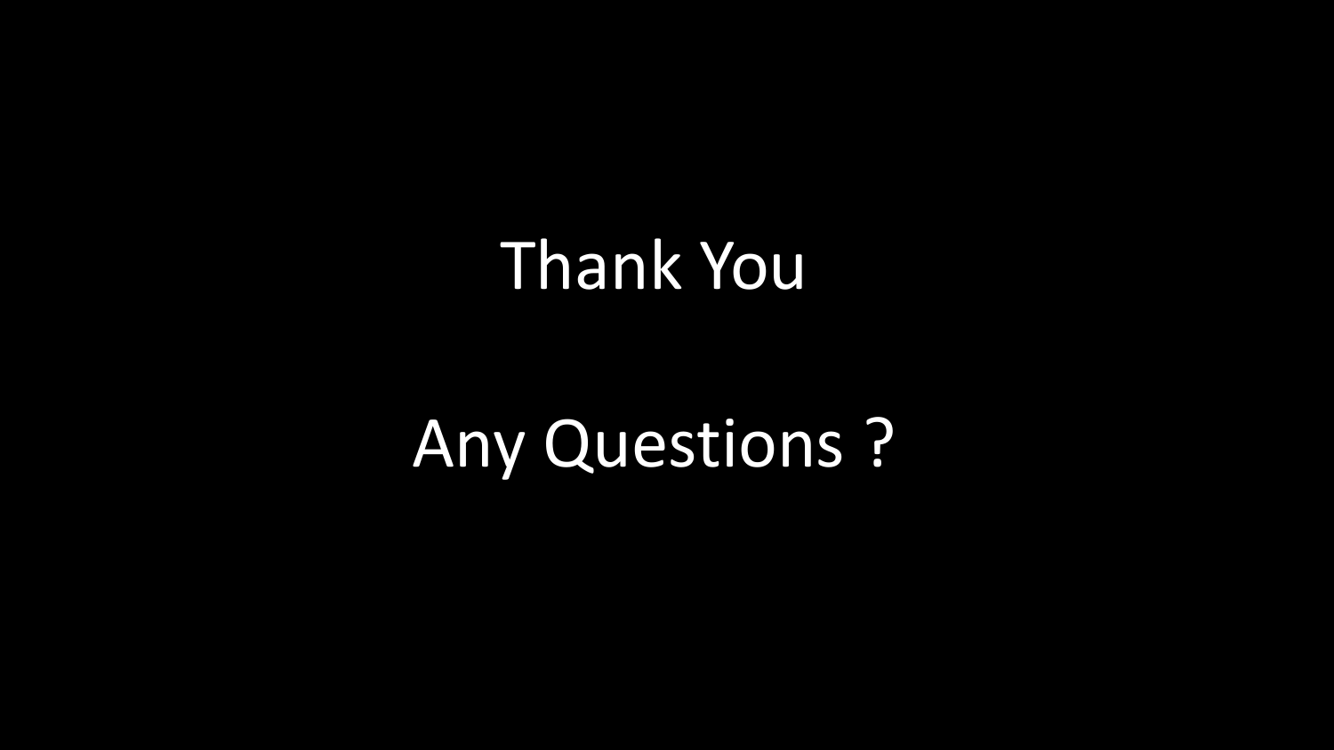Thank You

Any Questions ?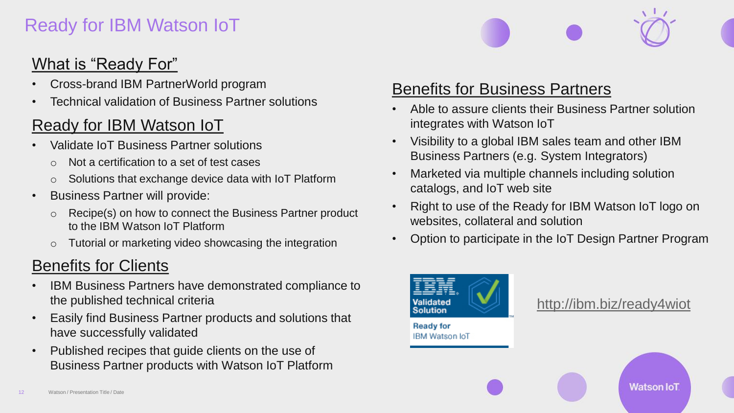# Ready for IBM Watson IoT

## What is "Ready For"

- Cross-brand IBM PartnerWorld program
- Technical validation of Business Partner solutions

## Ready for IBM Watson IoT

- Validate IoT Business Partner solutions
  - Not a certification to a set of test cases
  - Solutions that exchange device data with IoT Platform
- Business Partner will provide:
  - Recipe(s) on how to connect the Business Partner product to the IBM Watson IoT Platform
  - Tutorial or marketing video showcasing the integration

## Benefits for Clients

- IBM Business Partners have demonstrated compliance to the published technical criteria
- Easily find Business Partner products and solutions that have successfully validated
- Published recipes that guide clients on the use of Business Partner products with Watson IoT Platform

## Benefits for Business Partners

- Able to assure clients their Business Partner solution integrates with Watson IoT
- Visibility to a global IBM sales team and other IBM Business Partners (e.g. System Integrators)
- Marketed via multiple channels including solution catalogs, and IoT web site
- Right to use of the Ready for IBM Watson IoT logo on websites, collateral and solution
- Option to participate in the IoT Design Partner Program

IBM Validated Solution

Ready for IBM Watson IoT

http://ibm.biz/ready4wiot

Watson IoT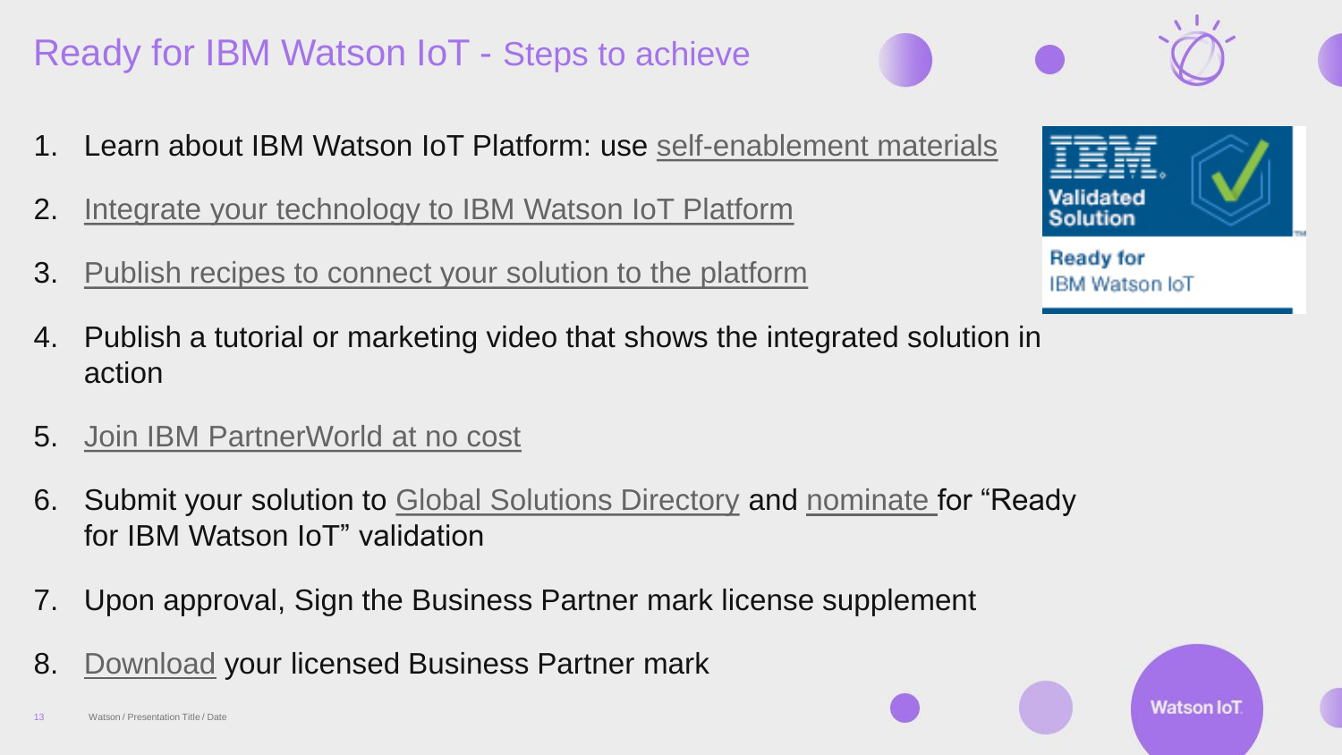# Ready for IBM Watson IoT - Steps to achieve

1. Learn about IBM Watson IoT Platform: use self-enablement materials
2. Integrate your technology to IBM Watson IoT Platform
3. Publish recipes to connect your solution to the platform
4. Publish a tutorial or marketing video that shows the integrated solution in action
5. Join IBM PartnerWorld at no cost
6. Submit your solution to Global Solutions Directory and nominate for "Ready for IBM Watson IoT" validation
7. Upon approval, Sign the Business Partner mark license supplement
8. Download your licensed Business Partner mark

IBM Validated Solution

Ready for IBM Watson IoT

Watson IoT